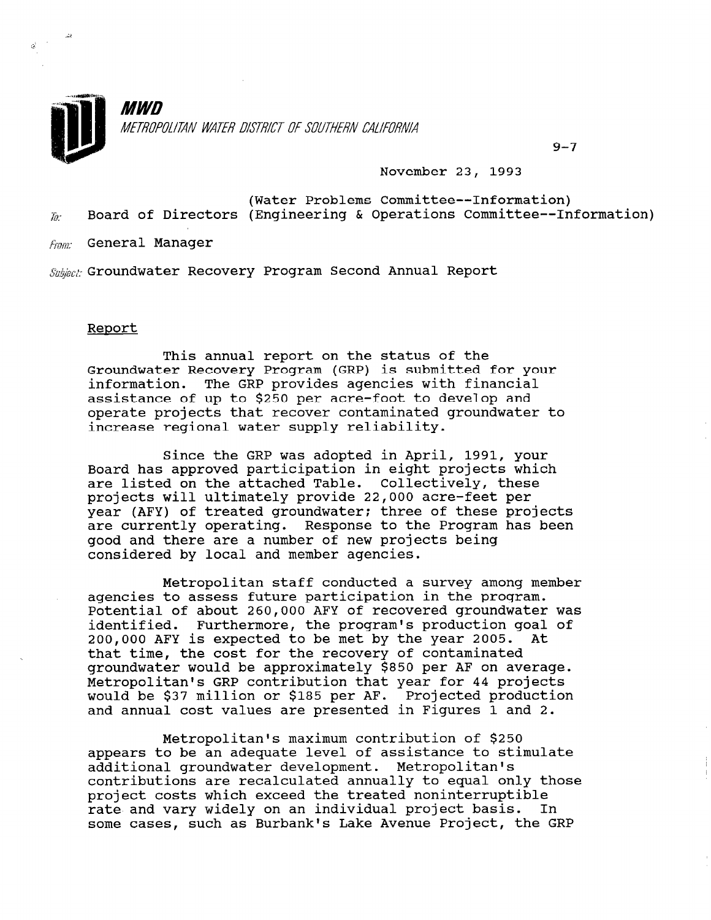**MWD**

*METROPOLITAN WATER DISTRICT OF SOUTHERN CALIFORNIA*

9-7

November 23, 1993

To: Board of Directors (Water Problems Committee--Information) (Engineering & Operations Committee--Information)

From: General Manager

Subject: Groundwater Recovery Program Second Annual Report

## Report

This annual report on the status of the Groundwater Recovery Program (GRP) is submitted for your information. The GRP provides agencies with financial assistance of up to $250 per acre-foot to develop and operate projects that recover contaminated groundwater to increase regional water supply reliability.

Since the GRP was adopted in April, 1991, your Board has approved participation in eight projects which are listed on the attached Table. Collectively, these projects will ultimately provide 22,000 acre-feet per year (AFY) of treated groundwater; three of these projects are currently operating. Response to the Program has been good and there are a number of new projects being considered by local and member agencies.

Metropolitan staff conducted a survey among member agencies to assess future participation in the program. Potential of about 260,000 AFY of recovered groundwater was identified. Furthermore, the program's production goal of 200,000 AFY is expected to be met by the year 2005. At that time, the cost for the recovery of contaminated groundwater would be approximately $850 per AF on average. Metropolitan's GRP contribution that year for 44 projects would be $37 million or $185 per AF. Projected production and annual cost values are presented in Figures 1 and 2.

Metropolitan's maximum contribution of $250 appears to be an adequate level of assistance to stimulate additional groundwater development. Metropolitan's contributions are recalculated annually to equal only those project costs which exceed the treated noninterruptible rate and vary widely on an individual project basis. In some cases, such as Burbank's Lake Avenue Project, the GRP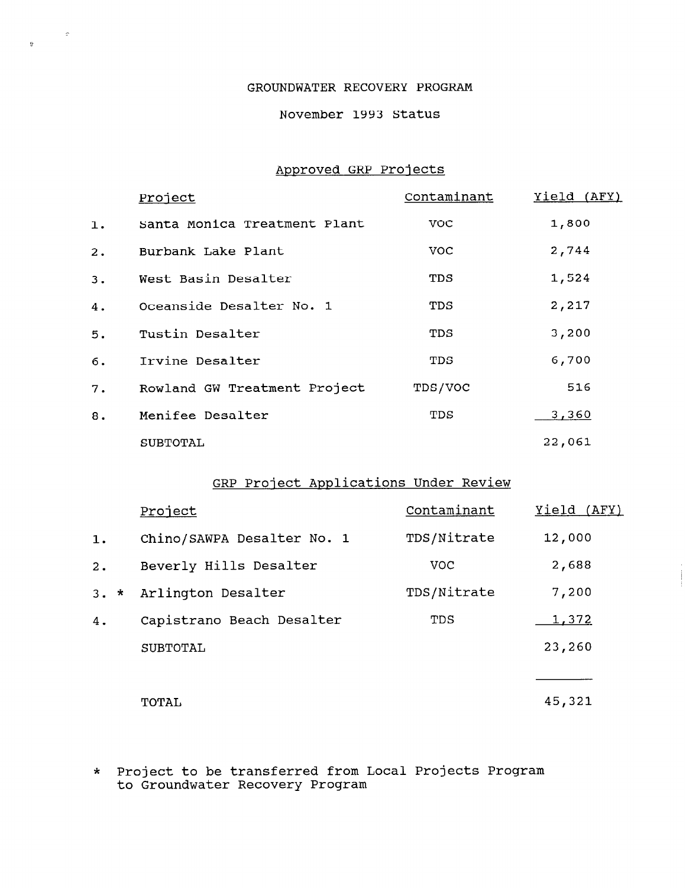# GROUNDWATER RECOVERY PROGRAM

## November 1993 Status

### Approved GRP Projects

| | Project | Contaminant | Yield (AFY) |
|---|---|---|---|
| 1. | Santa Monica Treatment Plant | VOC | 1,800 |
| 2. | Burbank Lake Plant | VOC | 2,744 |
| 3. | West Basin Desalter | TDS | 1,524 |
| 4. | Oceanside Desalter No. 1 | TDS | 2,217 |
| 5. | Tustin Desalter | TDS | 3,200 |
| 6. | Irvine Desalter | TDS | 6,700 |
| 7. | Rowland GW Treatment Project | TDS/VOC | 516 |
| 8. | Menifee Desalter | TDS | 3,360 |
| | SUBTOTAL | | 22,061 |

### GRP Project Applications Under Review

| | Project | Contaminant | Yield (AFY) |
|---|---|---|---|
| 1. | Chino/SAWPA Desalter No. 1 | TDS/Nitrate | 12,000 |
| 2. | Beverly Hills Desalter | VOC | 2,688 |
| 3. * | Arlington Desalter | TDS/Nitrate | 7,200 |
| 4. | Capistrano Beach Desalter | TDS | 1,372 |
| | SUBTOTAL | | 23,260 |
| | TOTAL | | 45,321 |

* Project to be transferred from Local Projects Program to Groundwater Recovery Program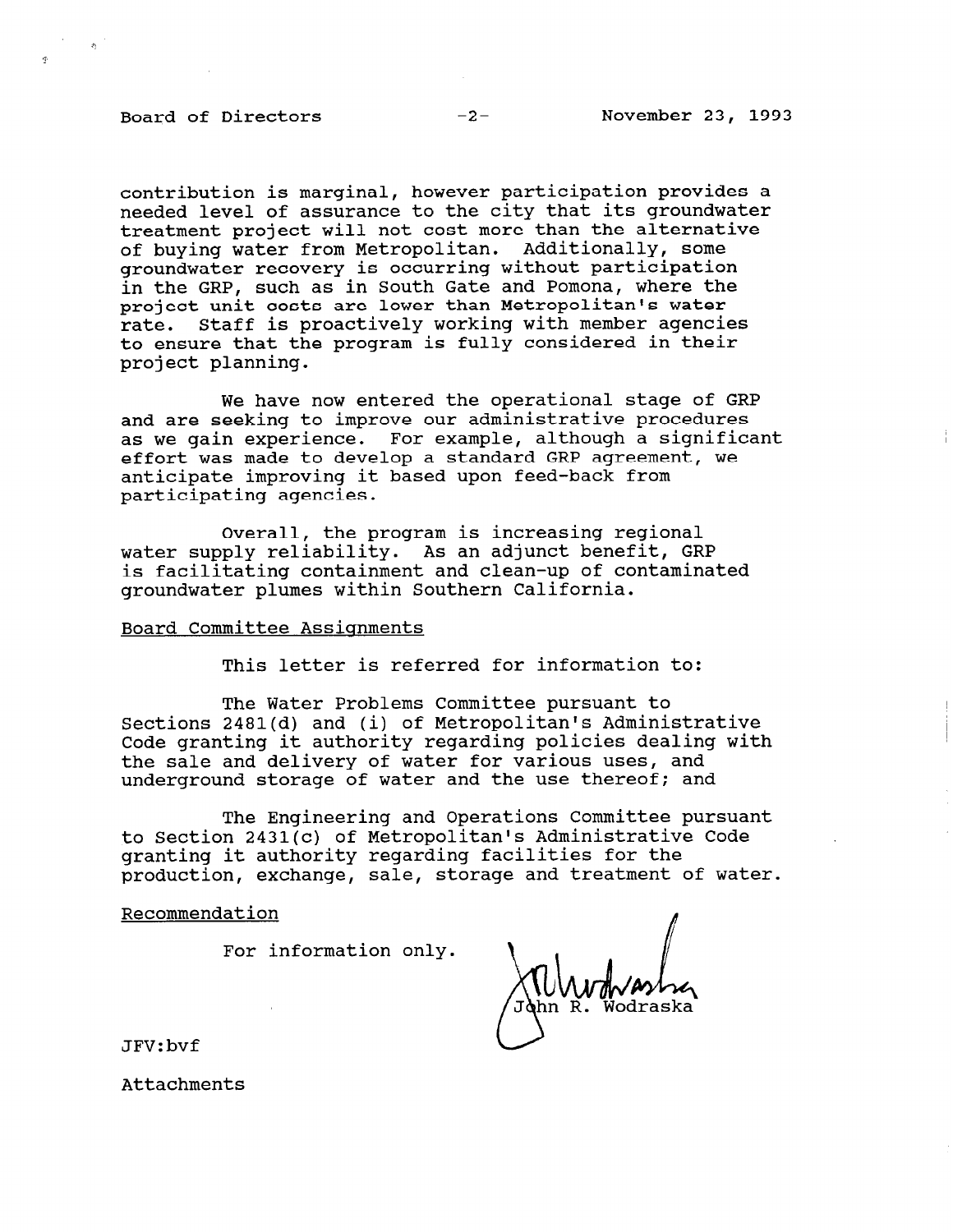contribution is marginal, however participation provides a needed level of assurance to the city that its groundwater treatment project will not cost more than the alternative of buying water from Metropolitan. Additionally, some groundwater recovery is occurring without participation in the GRP, such as in South Gate and Pomona, where the project unit costs are lower than Metropolitan's water rate. Staff is proactively working with member agencies to ensure that the program is fully considered in their project planning.

We have now entered the operational stage of GRP and are seeking to improve our administrative procedures as we gain experience. For example, although a significant effort was made to develop a standard GRP agreement, we anticipate improving it based upon feed-back from participating agencies.

Overall, the program is increasing regional water supply reliability. As an adjunct benefit, GRP is facilitating containment and clean-up of contaminated groundwater plumes within Southern California.

Board Committee Assignments

This letter is referred for information to:

The Water Problems Committee pursuant to Sections 2481(d) and (i) of Metropolitan's Administrative Code granting it authority regarding policies dealing with the sale and delivery of water for various uses, and underground storage of water and the use thereof; and

The Engineering and Operations Committee pursuant to Section 2431(c) of Metropolitan's Administrative Code granting it authority regarding facilities for the production, exchange, sale, storage and treatment of water.

Recommendation

For information only.

John R. Wodraska

JFV:bvf

Attachments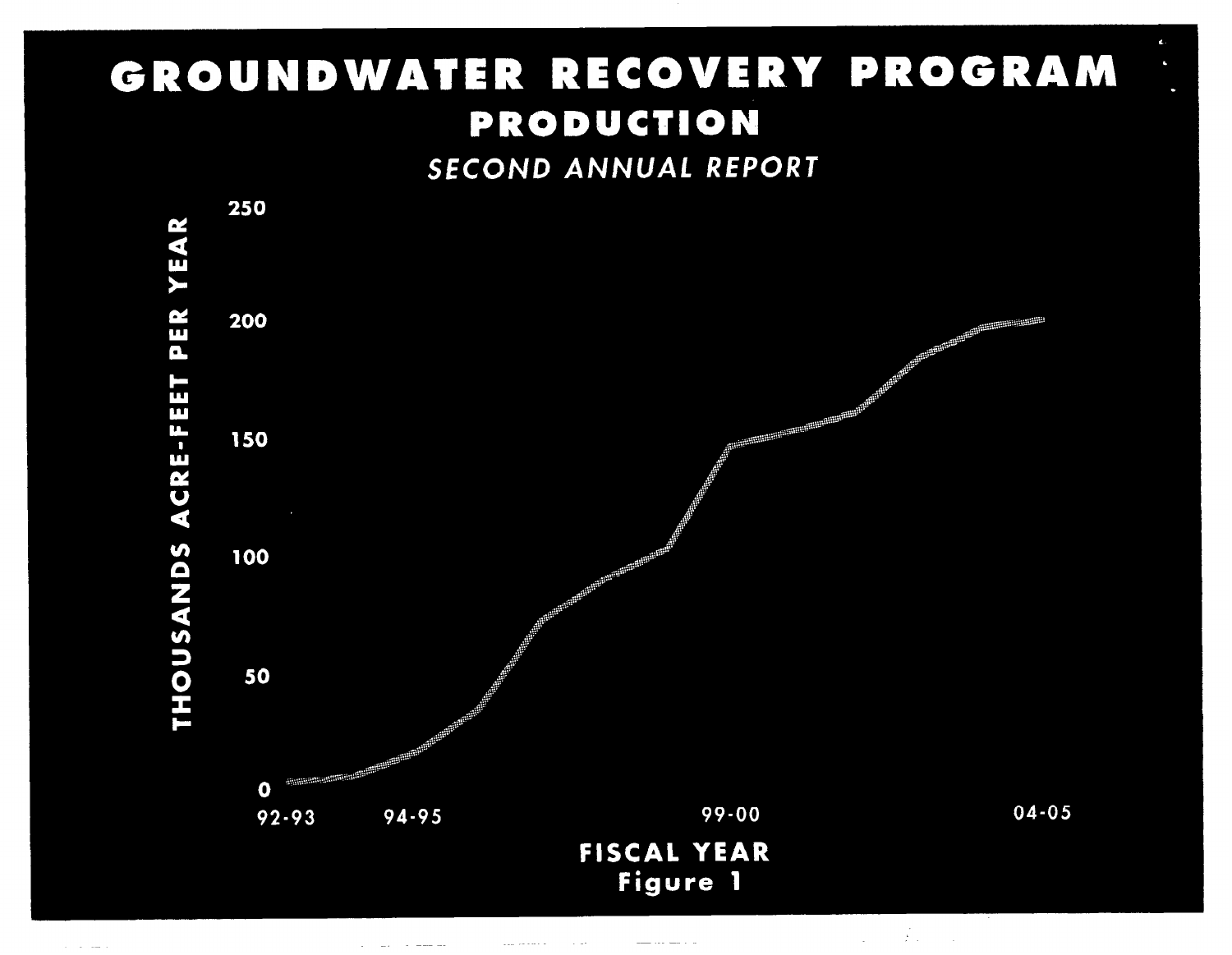# GROUNDWATER RECOVERY PROGRAM

## PRODUCTION

*SECOND ANNUAL REPORT*

THOUSANDS ACRE-FEET PER YEAR

250

200

150

100

50

0

92-93

94-95

99-00

04-05

FISCAL YEAR

Figure 1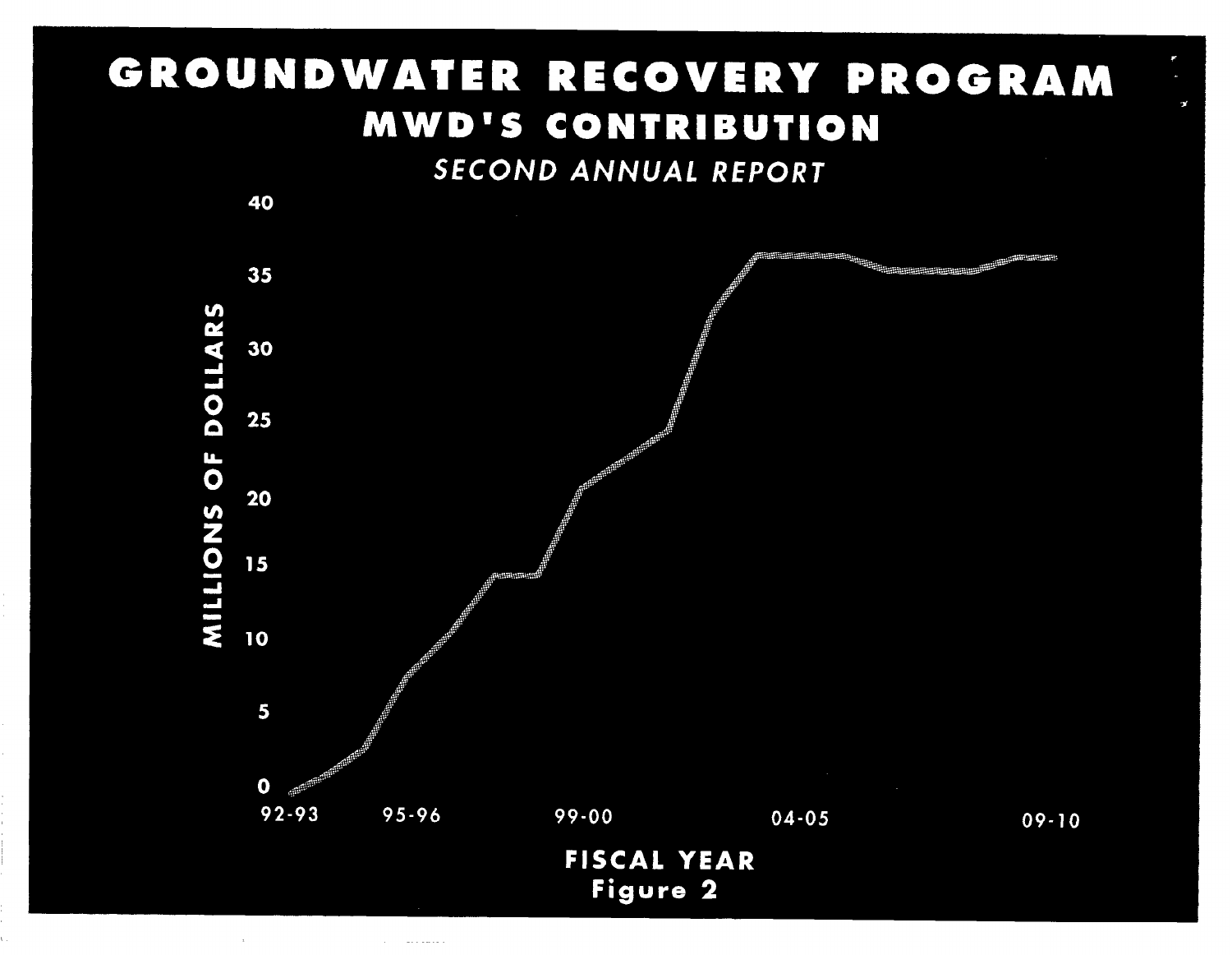# GROUNDWATER RECOVERY PROGRAM

## MWD'S CONTRIBUTION

*SECOND ANNUAL REPORT*

MILLIONS OF DOLLARS

40

35

30

25

20

15

10

5

0

92-93

95-96

99-00

04-05

09-10

FISCAL YEAR

Figure 2